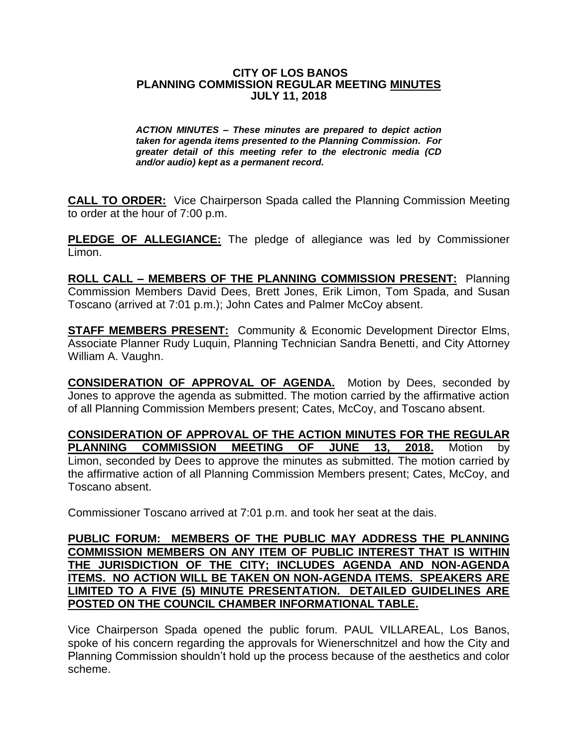# CITY OF LOS BANOS
# PLANNING COMMISSION REGULAR MEETING MINUTES
# JULY 11, 2018

***ACTION MINUTES – These minutes are prepared to depict action taken for agenda items presented to the Planning Commission. For greater detail of this meeting refer to the electronic media (CD and/or audio) kept as a permanent record.***

**CALL TO ORDER:** Vice Chairperson Spada called the Planning Commission Meeting to order at the hour of 7:00 p.m.

**PLEDGE OF ALLEGIANCE:** The pledge of allegiance was led by Commissioner Limon.

**ROLL CALL – MEMBERS OF THE PLANNING COMMISSION PRESENT:** Planning Commission Members David Dees, Brett Jones, Erik Limon, Tom Spada, and Susan Toscano (arrived at 7:01 p.m.); John Cates and Palmer McCoy absent.

**STAFF MEMBERS PRESENT:** Community & Economic Development Director Elms, Associate Planner Rudy Luquin, Planning Technician Sandra Benetti, and City Attorney William A. Vaughn.

**CONSIDERATION OF APPROVAL OF AGENDA.** Motion by Dees, seconded by Jones to approve the agenda as submitted. The motion carried by the affirmative action of all Planning Commission Members present; Cates, McCoy, and Toscano absent.

**CONSIDERATION OF APPROVAL OF THE ACTION MINUTES FOR THE REGULAR PLANNING COMMISSION MEETING OF JUNE 13, 2018.** Motion by Limon, seconded by Dees to approve the minutes as submitted. The motion carried by the affirmative action of all Planning Commission Members present; Cates, McCoy, and Toscano absent.

Commissioner Toscano arrived at 7:01 p.m. and took her seat at the dais.

**PUBLIC FORUM: MEMBERS OF THE PUBLIC MAY ADDRESS THE PLANNING COMMISSION MEMBERS ON ANY ITEM OF PUBLIC INTEREST THAT IS WITHIN THE JURISDICTION OF THE CITY; INCLUDES AGENDA AND NON-AGENDA ITEMS. NO ACTION WILL BE TAKEN ON NON-AGENDA ITEMS. SPEAKERS ARE LIMITED TO A FIVE (5) MINUTE PRESENTATION. DETAILED GUIDELINES ARE POSTED ON THE COUNCIL CHAMBER INFORMATIONAL TABLE.**

Vice Chairperson Spada opened the public forum. PAUL VILLAREAL, Los Banos, spoke of his concern regarding the approvals for Wienerschnitzel and how the City and Planning Commission shouldn't hold up the process because of the aesthetics and color scheme.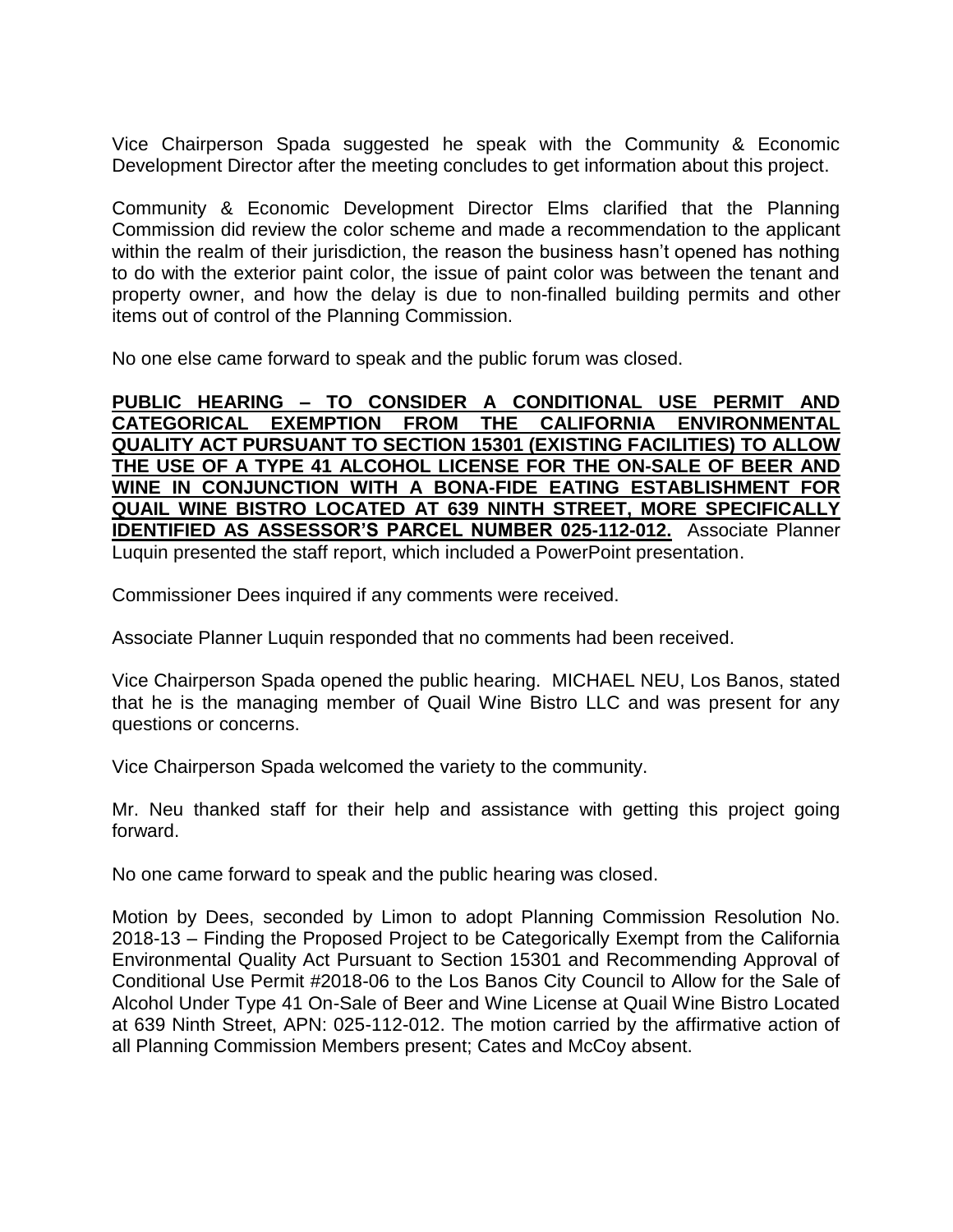Vice Chairperson Spada suggested he speak with the Community & Economic Development Director after the meeting concludes to get information about this project.

Community & Economic Development Director Elms clarified that the Planning Commission did review the color scheme and made a recommendation to the applicant within the realm of their jurisdiction, the reason the business hasn't opened has nothing to do with the exterior paint color, the issue of paint color was between the tenant and property owner, and how the delay is due to non-finalled building permits and other items out of control of the Planning Commission.

No one else came forward to speak and the public forum was closed.

**PUBLIC HEARING – TO CONSIDER A CONDITIONAL USE PERMIT AND CATEGORICAL EXEMPTION FROM THE CALIFORNIA ENVIRONMENTAL QUALITY ACT PURSUANT TO SECTION 15301 (EXISTING FACILITIES) TO ALLOW THE USE OF A TYPE 41 ALCOHOL LICENSE FOR THE ON-SALE OF BEER AND WINE IN CONJUNCTION WITH A BONA-FIDE EATING ESTABLISHMENT FOR QUAIL WINE BISTRO LOCATED AT 639 NINTH STREET, MORE SPECIFICALLY IDENTIFIED AS ASSESSOR'S PARCEL NUMBER 025-112-012.** Associate Planner Luquin presented the staff report, which included a PowerPoint presentation.

Commissioner Dees inquired if any comments were received.

Associate Planner Luquin responded that no comments had been received.

Vice Chairperson Spada opened the public hearing. MICHAEL NEU, Los Banos, stated that he is the managing member of Quail Wine Bistro LLC and was present for any questions or concerns.

Vice Chairperson Spada welcomed the variety to the community.

Mr. Neu thanked staff for their help and assistance with getting this project going forward.

No one came forward to speak and the public hearing was closed.

Motion by Dees, seconded by Limon to adopt Planning Commission Resolution No. 2018-13 – Finding the Proposed Project to be Categorically Exempt from the California Environmental Quality Act Pursuant to Section 15301 and Recommending Approval of Conditional Use Permit #2018-06 to the Los Banos City Council to Allow for the Sale of Alcohol Under Type 41 On-Sale of Beer and Wine License at Quail Wine Bistro Located at 639 Ninth Street, APN: 025-112-012. The motion carried by the affirmative action of all Planning Commission Members present; Cates and McCoy absent.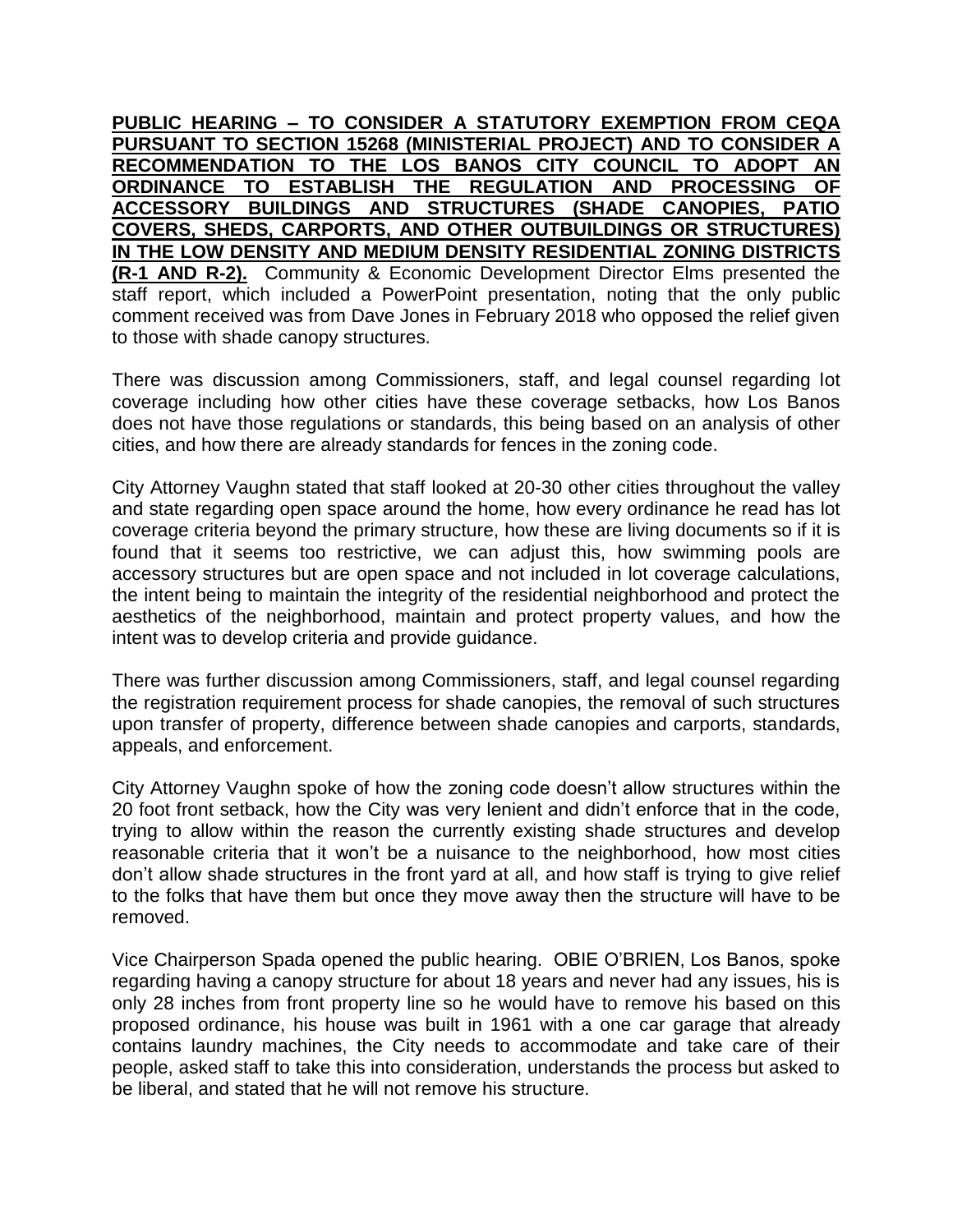**PUBLIC HEARING – TO CONSIDER A STATUTORY EXEMPTION FROM CEQA PURSUANT TO SECTION 15268 (MINISTERIAL PROJECT) AND TO CONSIDER A RECOMMENDATION TO THE LOS BANOS CITY COUNCIL TO ADOPT AN ORDINANCE TO ESTABLISH THE REGULATION AND PROCESSING OF ACCESSORY BUILDINGS AND STRUCTURES (SHADE CANOPIES, PATIO COVERS, SHEDS, CARPORTS, AND OTHER OUTBUILDINGS OR STRUCTURES) IN THE LOW DENSITY AND MEDIUM DENSITY RESIDENTIAL ZONING DISTRICTS (R-1 AND R-2).** Community & Economic Development Director Elms presented the staff report, which included a PowerPoint presentation, noting that the only public comment received was from Dave Jones in February 2018 who opposed the relief given to those with shade canopy structures.

There was discussion among Commissioners, staff, and legal counsel regarding lot coverage including how other cities have these coverage setbacks, how Los Banos does not have those regulations or standards, this being based on an analysis of other cities, and how there are already standards for fences in the zoning code.

City Attorney Vaughn stated that staff looked at 20-30 other cities throughout the valley and state regarding open space around the home, how every ordinance he read has lot coverage criteria beyond the primary structure, how these are living documents so if it is found that it seems too restrictive, we can adjust this, how swimming pools are accessory structures but are open space and not included in lot coverage calculations, the intent being to maintain the integrity of the residential neighborhood and protect the aesthetics of the neighborhood, maintain and protect property values, and how the intent was to develop criteria and provide guidance.

There was further discussion among Commissioners, staff, and legal counsel regarding the registration requirement process for shade canopies, the removal of such structures upon transfer of property, difference between shade canopies and carports, standards, appeals, and enforcement.

City Attorney Vaughn spoke of how the zoning code doesn't allow structures within the 20 foot front setback, how the City was very lenient and didn't enforce that in the code, trying to allow within the reason the currently existing shade structures and develop reasonable criteria that it won't be a nuisance to the neighborhood, how most cities don't allow shade structures in the front yard at all, and how staff is trying to give relief to the folks that have them but once they move away then the structure will have to be removed.

Vice Chairperson Spada opened the public hearing. OBIE O'BRIEN, Los Banos, spoke regarding having a canopy structure for about 18 years and never had any issues, his is only 28 inches from front property line so he would have to remove his based on this proposed ordinance, his house was built in 1961 with a one car garage that already contains laundry machines, the City needs to accommodate and take care of their people, asked staff to take this into consideration, understands the process but asked to be liberal, and stated that he will not remove his structure.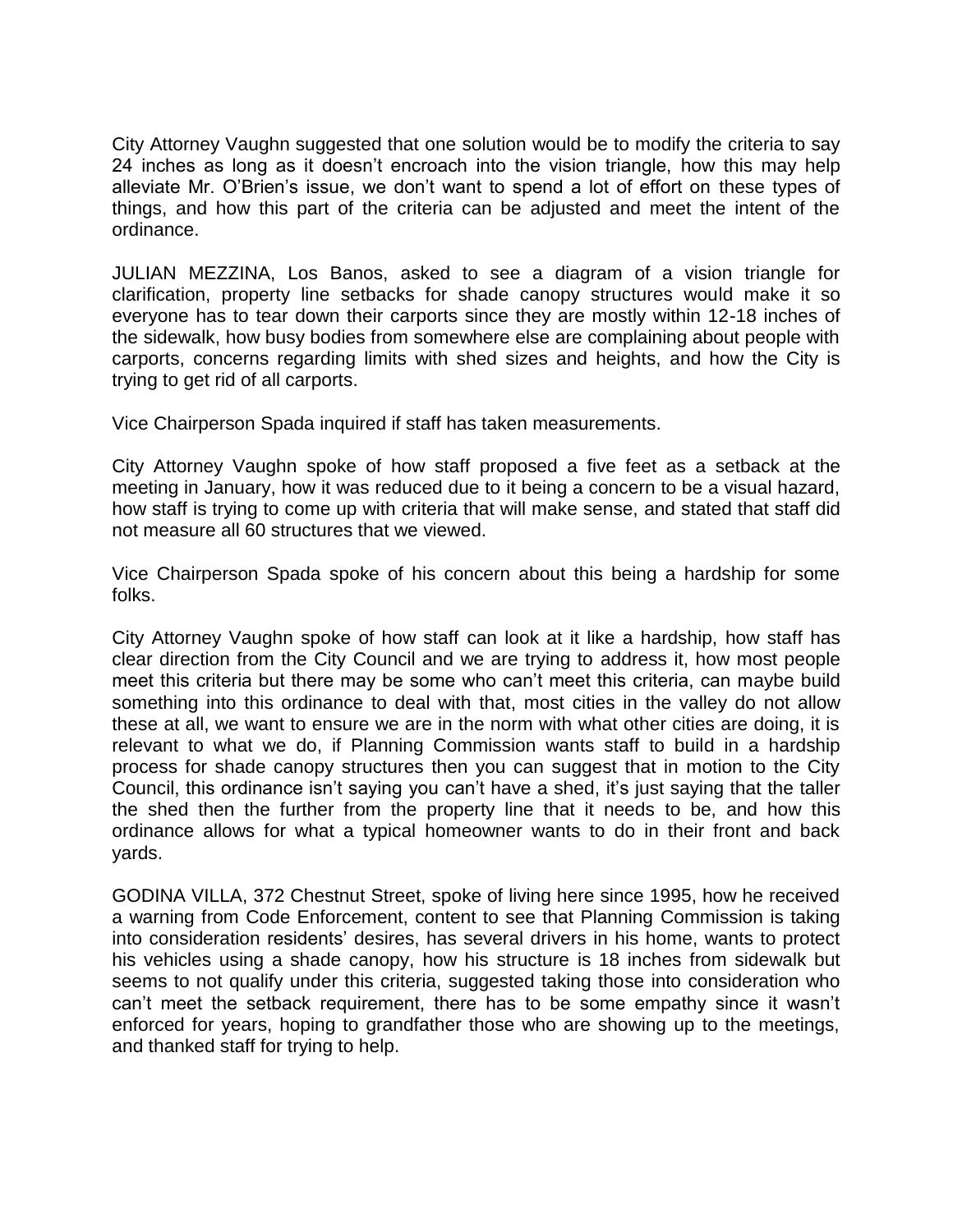City Attorney Vaughn suggested that one solution would be to modify the criteria to say 24 inches as long as it doesn't encroach into the vision triangle, how this may help alleviate Mr. O'Brien's issue, we don't want to spend a lot of effort on these types of things, and how this part of the criteria can be adjusted and meet the intent of the ordinance.

JULIAN MEZZINA, Los Banos, asked to see a diagram of a vision triangle for clarification, property line setbacks for shade canopy structures would make it so everyone has to tear down their carports since they are mostly within 12-18 inches of the sidewalk, how busy bodies from somewhere else are complaining about people with carports, concerns regarding limits with shed sizes and heights, and how the City is trying to get rid of all carports.

Vice Chairperson Spada inquired if staff has taken measurements.

City Attorney Vaughn spoke of how staff proposed a five feet as a setback at the meeting in January, how it was reduced due to it being a concern to be a visual hazard, how staff is trying to come up with criteria that will make sense, and stated that staff did not measure all 60 structures that we viewed.

Vice Chairperson Spada spoke of his concern about this being a hardship for some folks.

City Attorney Vaughn spoke of how staff can look at it like a hardship, how staff has clear direction from the City Council and we are trying to address it, how most people meet this criteria but there may be some who can't meet this criteria, can maybe build something into this ordinance to deal with that, most cities in the valley do not allow these at all, we want to ensure we are in the norm with what other cities are doing, it is relevant to what we do, if Planning Commission wants staff to build in a hardship process for shade canopy structures then you can suggest that in motion to the City Council, this ordinance isn't saying you can't have a shed, it's just saying that the taller the shed then the further from the property line that it needs to be, and how this ordinance allows for what a typical homeowner wants to do in their front and back yards.

GODINA VILLA, 372 Chestnut Street, spoke of living here since 1995, how he received a warning from Code Enforcement, content to see that Planning Commission is taking into consideration residents' desires, has several drivers in his home, wants to protect his vehicles using a shade canopy, how his structure is 18 inches from sidewalk but seems to not qualify under this criteria, suggested taking those into consideration who can't meet the setback requirement, there has to be some empathy since it wasn't enforced for years, hoping to grandfather those who are showing up to the meetings, and thanked staff for trying to help.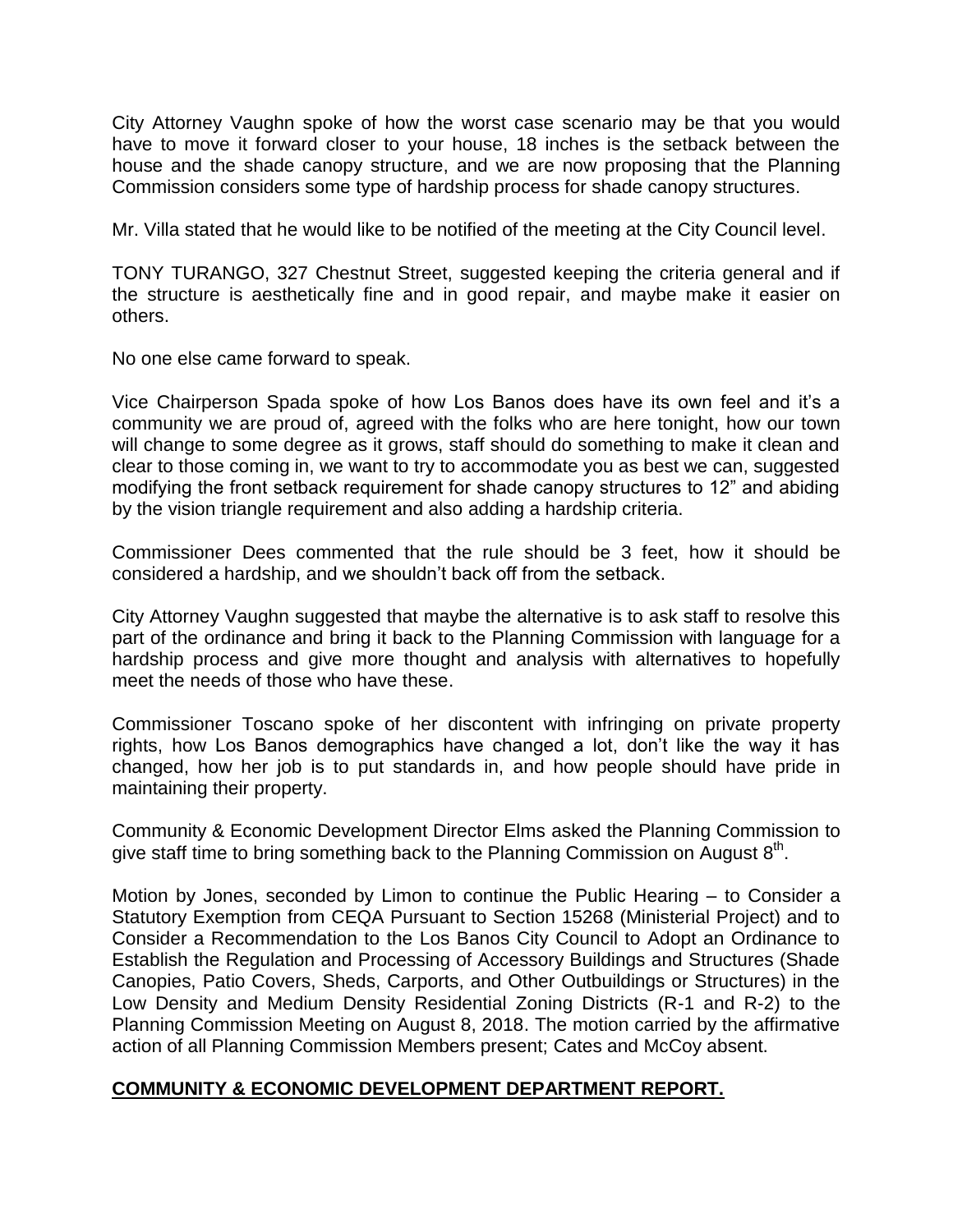City Attorney Vaughn spoke of how the worst case scenario may be that you would have to move it forward closer to your house, 18 inches is the setback between the house and the shade canopy structure, and we are now proposing that the Planning Commission considers some type of hardship process for shade canopy structures.

Mr. Villa stated that he would like to be notified of the meeting at the City Council level.

TONY TURANGO, 327 Chestnut Street, suggested keeping the criteria general and if the structure is aesthetically fine and in good repair, and maybe make it easier on others.

No one else came forward to speak.

Vice Chairperson Spada spoke of how Los Banos does have its own feel and it's a community we are proud of, agreed with the folks who are here tonight, how our town will change to some degree as it grows, staff should do something to make it clean and clear to those coming in, we want to try to accommodate you as best we can, suggested modifying the front setback requirement for shade canopy structures to 12" and abiding by the vision triangle requirement and also adding a hardship criteria.

Commissioner Dees commented that the rule should be 3 feet, how it should be considered a hardship, and we shouldn't back off from the setback.

City Attorney Vaughn suggested that maybe the alternative is to ask staff to resolve this part of the ordinance and bring it back to the Planning Commission with language for a hardship process and give more thought and analysis with alternatives to hopefully meet the needs of those who have these.

Commissioner Toscano spoke of her discontent with infringing on private property rights, how Los Banos demographics have changed a lot, don't like the way it has changed, how her job is to put standards in, and how people should have pride in maintaining their property.

Community & Economic Development Director Elms asked the Planning Commission to give staff time to bring something back to the Planning Commission on August 8th.

Motion by Jones, seconded by Limon to continue the Public Hearing – to Consider a Statutory Exemption from CEQA Pursuant to Section 15268 (Ministerial Project) and to Consider a Recommendation to the Los Banos City Council to Adopt an Ordinance to Establish the Regulation and Processing of Accessory Buildings and Structures (Shade Canopies, Patio Covers, Sheds, Carports, and Other Outbuildings or Structures) in the Low Density and Medium Density Residential Zoning Districts (R-1 and R-2) to the Planning Commission Meeting on August 8, 2018. The motion carried by the affirmative action of all Planning Commission Members present; Cates and McCoy absent.

**COMMUNITY & ECONOMIC DEVELOPMENT DEPARTMENT REPORT.**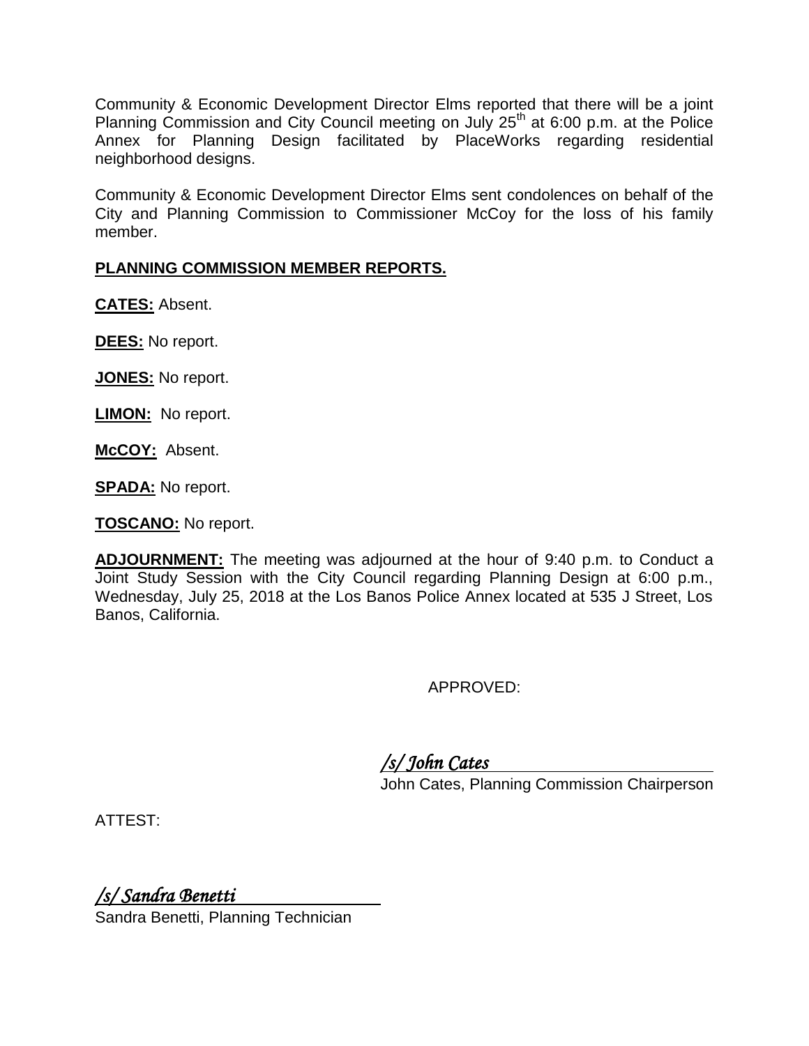Community & Economic Development Director Elms reported that there will be a joint Planning Commission and City Council meeting on July 25th at 6:00 p.m. at the Police Annex for Planning Design facilitated by PlaceWorks regarding residential neighborhood designs.

Community & Economic Development Director Elms sent condolences on behalf of the City and Planning Commission to Commissioner McCoy for the loss of his family member.

**PLANNING COMMISSION MEMBER REPORTS.**

**CATES:** Absent.

**DEES:** No report.

**JONES:** No report.

**LIMON:** No report.

**McCOY:** Absent.

**SPADA:** No report.

**TOSCANO:** No report.

**ADJOURNMENT:** The meeting was adjourned at the hour of 9:40 p.m. to Conduct a Joint Study Session with the City Council regarding Planning Design at 6:00 p.m., Wednesday, July 25, 2018 at the Los Banos Police Annex located at 535 J Street, Los Banos, California.

APPROVED:

*/s/ John Cates*

John Cates, Planning Commission Chairperson

ATTEST:

*/s/ Sandra Benetti*

Sandra Benetti, Planning Technician